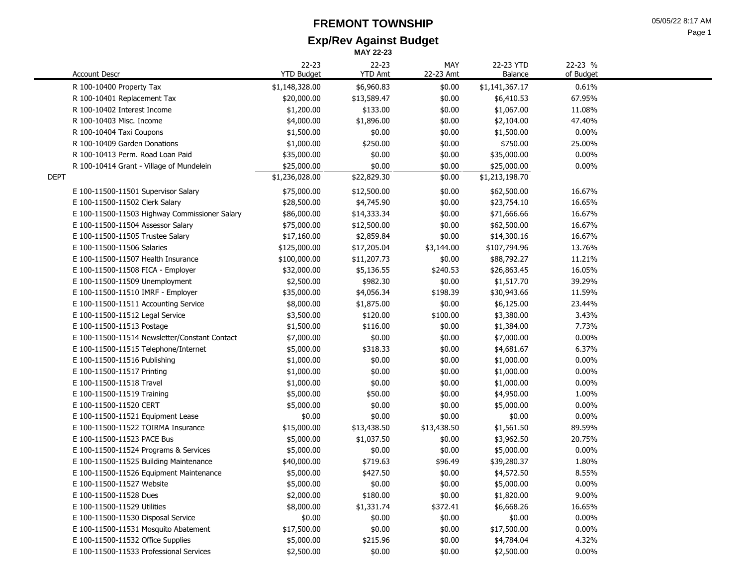# FREMONT TOWNSHIP

## Exp/Rev Against Budget

**MAY 22-23**

| | Account Descr | 22-23 YTD Budget | 22-23 YTD Amt | MAY 22-23 Amt | 22-23 YTD Balance | 22-23 % of Budget |
|---|---|---|---|---|---|---|
| | R 100-10400 Property Tax | $1,148,328.00 | $6,960.83 | $0.00 | $1,141,367.17 | 0.61% |
| | R 100-10401 Replacement Tax | $20,000.00 | $13,589.47 | $0.00 | $6,410.53 | 67.95% |
| | R 100-10402 Interest Income | $1,200.00 | $133.00 | $0.00 | $1,067.00 | 11.08% |
| | R 100-10403 Misc. Income | $4,000.00 | $1,896.00 | $0.00 | $2,104.00 | 47.40% |
| | R 100-10404 Taxi Coupons | $1,500.00 | $0.00 | $0.00 | $1,500.00 | 0.00% |
| | R 100-10409 Garden Donations | $1,000.00 | $250.00 | $0.00 | $750.00 | 25.00% |
| | R 100-10413 Perm. Road Loan Paid | $35,000.00 | $0.00 | $0.00 | $35,000.00 | 0.00% |
| | R 100-10414 Grant - Village of Mundelein | $25,000.00 | $0.00 | $0.00 | $25,000.00 | 0.00% |
| DEPT | | $1,236,028.00 | $22,829.30 | $0.00 | $1,213,198.70 | |
| | E 100-11500-11501 Supervisor Salary | $75,000.00 | $12,500.00 | $0.00 | $62,500.00 | 16.67% |
| | E 100-11500-11502 Clerk Salary | $28,500.00 | $4,745.90 | $0.00 | $23,754.10 | 16.65% |
| | E 100-11500-11503 Highway Commissioner Salary | $86,000.00 | $14,333.34 | $0.00 | $71,666.66 | 16.67% |
| | E 100-11500-11504 Assessor Salary | $75,000.00 | $12,500.00 | $0.00 | $62,500.00 | 16.67% |
| | E 100-11500-11505 Trustee Salary | $17,160.00 | $2,859.84 | $0.00 | $14,300.16 | 16.67% |
| | E 100-11500-11506 Salaries | $125,000.00 | $17,205.04 | $3,144.00 | $107,794.96 | 13.76% |
| | E 100-11500-11507 Health Insurance | $100,000.00 | $11,207.73 | $0.00 | $88,792.27 | 11.21% |
| | E 100-11500-11508 FICA - Employer | $32,000.00 | $5,136.55 | $240.53 | $26,863.45 | 16.05% |
| | E 100-11500-11509 Unemployment | $2,500.00 | $982.30 | $0.00 | $1,517.70 | 39.29% |
| | E 100-11500-11510 IMRF - Employer | $35,000.00 | $4,056.34 | $198.39 | $30,943.66 | 11.59% |
| | E 100-11500-11511 Accounting Service | $8,000.00 | $1,875.00 | $0.00 | $6,125.00 | 23.44% |
| | E 100-11500-11512 Legal Service | $3,500.00 | $120.00 | $100.00 | $3,380.00 | 3.43% |
| | E 100-11500-11513 Postage | $1,500.00 | $116.00 | $0.00 | $1,384.00 | 7.73% |
| | E 100-11500-11514 Newsletter/Constant Contact | $7,000.00 | $0.00 | $0.00 | $7,000.00 | 0.00% |
| | E 100-11500-11515 Telephone/Internet | $5,000.00 | $318.33 | $0.00 | $4,681.67 | 6.37% |
| | E 100-11500-11516 Publishing | $1,000.00 | $0.00 | $0.00 | $1,000.00 | 0.00% |
| | E 100-11500-11517 Printing | $1,000.00 | $0.00 | $0.00 | $1,000.00 | 0.00% |
| | E 100-11500-11518 Travel | $1,000.00 | $0.00 | $0.00 | $1,000.00 | 0.00% |
| | E 100-11500-11519 Training | $5,000.00 | $50.00 | $0.00 | $4,950.00 | 1.00% |
| | E 100-11500-11520 CERT | $5,000.00 | $0.00 | $0.00 | $5,000.00 | 0.00% |
| | E 100-11500-11521 Equipment Lease | $0.00 | $0.00 | $0.00 | $0.00 | 0.00% |
| | E 100-11500-11522 TOIRMA Insurance | $15,000.00 | $13,438.50 | $13,438.50 | $1,561.50 | 89.59% |
| | E 100-11500-11523 PACE Bus | $5,000.00 | $1,037.50 | $0.00 | $3,962.50 | 20.75% |
| | E 100-11500-11524 Programs & Services | $5,000.00 | $0.00 | $0.00 | $5,000.00 | 0.00% |
| | E 100-11500-11525 Building Maintenance | $40,000.00 | $719.63 | $96.49 | $39,280.37 | 1.80% |
| | E 100-11500-11526 Equipment Maintenance | $5,000.00 | $427.50 | $0.00 | $4,572.50 | 8.55% |
| | E 100-11500-11527 Website | $5,000.00 | $0.00 | $0.00 | $5,000.00 | 0.00% |
| | E 100-11500-11528 Dues | $2,000.00 | $180.00 | $0.00 | $1,820.00 | 9.00% |
| | E 100-11500-11529 Utilities | $8,000.00 | $1,331.74 | $372.41 | $6,668.26 | 16.65% |
| | E 100-11500-11530 Disposal Service | $0.00 | $0.00 | $0.00 | $0.00 | 0.00% |
| | E 100-11500-11531 Mosquito Abatement | $17,500.00 | $0.00 | $0.00 | $17,500.00 | 0.00% |
| | E 100-11500-11532 Office Supplies | $5,000.00 | $215.96 | $0.00 | $4,784.04 | 4.32% |
| | E 100-11500-11533 Professional Services | $2,500.00 | $0.00 | $0.00 | $2,500.00 | 0.00% |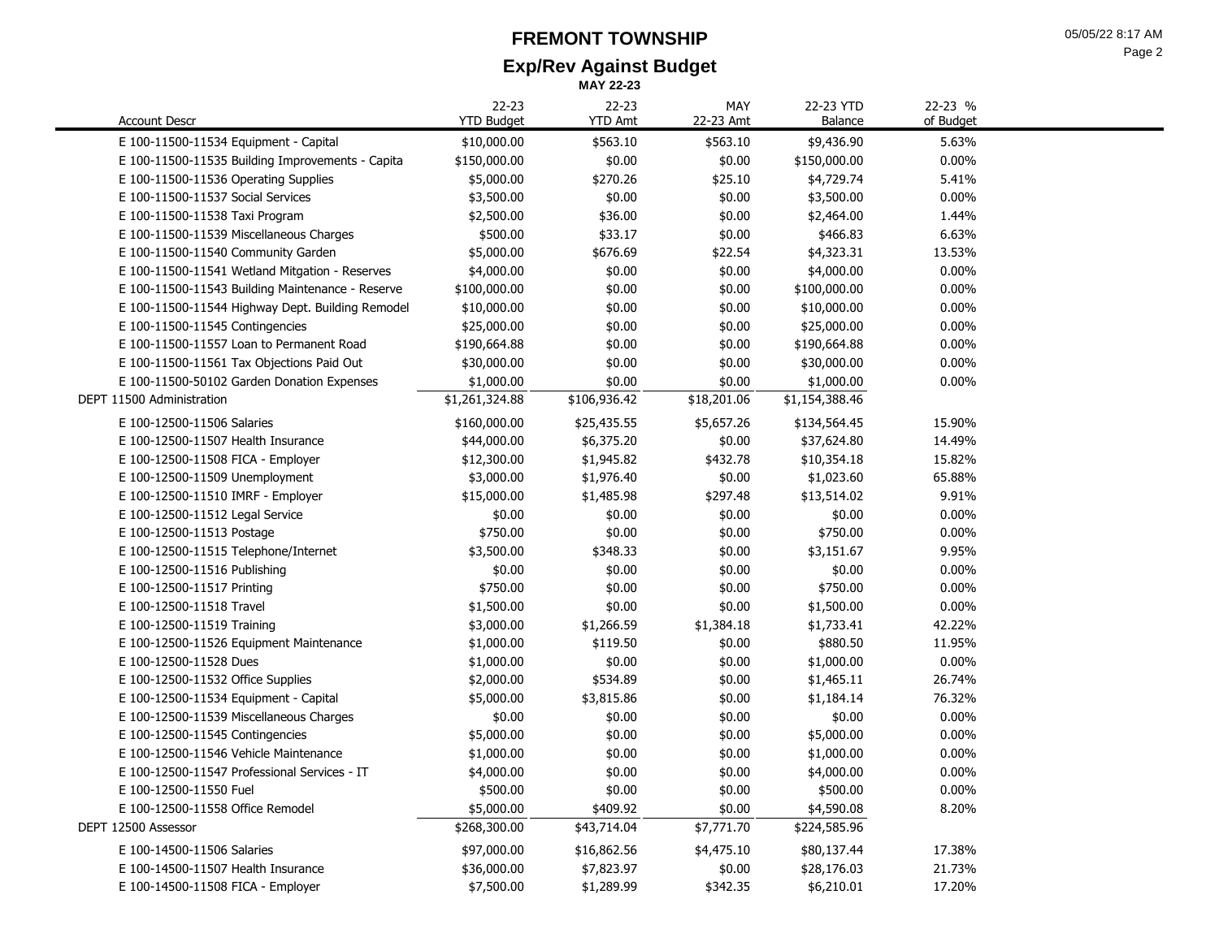# FREMONT TOWNSHIP

## Exp/Rev Against Budget

**MAY 22-23**

| Account Descr | 22-23 YTD Budget | 22-23 YTD Amt | MAY 22-23 Amt | 22-23 YTD Balance | 22-23 % of Budget |
|---|---|---|---|---|---|
| E 100-11500-11534 Equipment - Capital | $10,000.00 | $563.10 | $563.10 | $9,436.90 | 5.63% |
| E 100-11500-11535 Building Improvements - Capita | $150,000.00 | $0.00 | $0.00 | $150,000.00 | 0.00% |
| E 100-11500-11536 Operating Supplies | $5,000.00 | $270.26 | $25.10 | $4,729.74 | 5.41% |
| E 100-11500-11537 Social Services | $3,500.00 | $0.00 | $0.00 | $3,500.00 | 0.00% |
| E 100-11500-11538 Taxi Program | $2,500.00 | $36.00 | $0.00 | $2,464.00 | 1.44% |
| E 100-11500-11539 Miscellaneous Charges | $500.00 | $33.17 | $0.00 | $466.83 | 6.63% |
| E 100-11500-11540 Community Garden | $5,000.00 | $676.69 | $22.54 | $4,323.31 | 13.53% |
| E 100-11500-11541 Wetland Mitgation - Reserves | $4,000.00 | $0.00 | $0.00 | $4,000.00 | 0.00% |
| E 100-11500-11543 Building Maintenance - Reserve | $100,000.00 | $0.00 | $0.00 | $100,000.00 | 0.00% |
| E 100-11500-11544 Highway Dept. Building Remodel | $10,000.00 | $0.00 | $0.00 | $10,000.00 | 0.00% |
| E 100-11500-11545 Contingencies | $25,000.00 | $0.00 | $0.00 | $25,000.00 | 0.00% |
| E 100-11500-11557 Loan to Permanent Road | $190,664.88 | $0.00 | $0.00 | $190,664.88 | 0.00% |
| E 100-11500-11561 Tax Objections Paid Out | $30,000.00 | $0.00 | $0.00 | $30,000.00 | 0.00% |
| E 100-11500-50102 Garden Donation Expenses | $1,000.00 | $0.00 | $0.00 | $1,000.00 | 0.00% |
| DEPT 11500 Administration | $1,261,324.88 | $106,936.42 | $18,201.06 | $1,154,388.46 | |
| E 100-12500-11506 Salaries | $160,000.00 | $25,435.55 | $5,657.26 | $134,564.45 | 15.90% |
| E 100-12500-11507 Health Insurance | $44,000.00 | $6,375.20 | $0.00 | $37,624.80 | 14.49% |
| E 100-12500-11508 FICA - Employer | $12,300.00 | $1,945.82 | $432.78 | $10,354.18 | 15.82% |
| E 100-12500-11509 Unemployment | $3,000.00 | $1,976.40 | $0.00 | $1,023.60 | 65.88% |
| E 100-12500-11510 IMRF - Employer | $15,000.00 | $1,485.98 | $297.48 | $13,514.02 | 9.91% |
| E 100-12500-11512 Legal Service | $0.00 | $0.00 | $0.00 | $0.00 | 0.00% |
| E 100-12500-11513 Postage | $750.00 | $0.00 | $0.00 | $750.00 | 0.00% |
| E 100-12500-11515 Telephone/Internet | $3,500.00 | $348.33 | $0.00 | $3,151.67 | 9.95% |
| E 100-12500-11516 Publishing | $0.00 | $0.00 | $0.00 | $0.00 | 0.00% |
| E 100-12500-11517 Printing | $750.00 | $0.00 | $0.00 | $750.00 | 0.00% |
| E 100-12500-11518 Travel | $1,500.00 | $0.00 | $0.00 | $1,500.00 | 0.00% |
| E 100-12500-11519 Training | $3,000.00 | $1,266.59 | $1,384.18 | $1,733.41 | 42.22% |
| E 100-12500-11526 Equipment Maintenance | $1,000.00 | $119.50 | $0.00 | $880.50 | 11.95% |
| E 100-12500-11528 Dues | $1,000.00 | $0.00 | $0.00 | $1,000.00 | 0.00% |
| E 100-12500-11532 Office Supplies | $2,000.00 | $534.89 | $0.00 | $1,465.11 | 26.74% |
| E 100-12500-11534 Equipment - Capital | $5,000.00 | $3,815.86 | $0.00 | $1,184.14 | 76.32% |
| E 100-12500-11539 Miscellaneous Charges | $0.00 | $0.00 | $0.00 | $0.00 | 0.00% |
| E 100-12500-11545 Contingencies | $5,000.00 | $0.00 | $0.00 | $5,000.00 | 0.00% |
| E 100-12500-11546 Vehicle Maintenance | $1,000.00 | $0.00 | $0.00 | $1,000.00 | 0.00% |
| E 100-12500-11547 Professional Services - IT | $4,000.00 | $0.00 | $0.00 | $4,000.00 | 0.00% |
| E 100-12500-11550 Fuel | $500.00 | $0.00 | $0.00 | $500.00 | 0.00% |
| E 100-12500-11558 Office Remodel | $5,000.00 | $409.92 | $0.00 | $4,590.08 | 8.20% |
| DEPT 12500 Assessor | $268,300.00 | $43,714.04 | $7,771.70 | $224,585.96 | |
| E 100-14500-11506 Salaries | $97,000.00 | $16,862.56 | $4,475.10 | $80,137.44 | 17.38% |
| E 100-14500-11507 Health Insurance | $36,000.00 | $7,823.97 | $0.00 | $28,176.03 | 21.73% |
| E 100-14500-11508 FICA - Employer | $7,500.00 | $1,289.99 | $342.35 | $6,210.01 | 17.20% |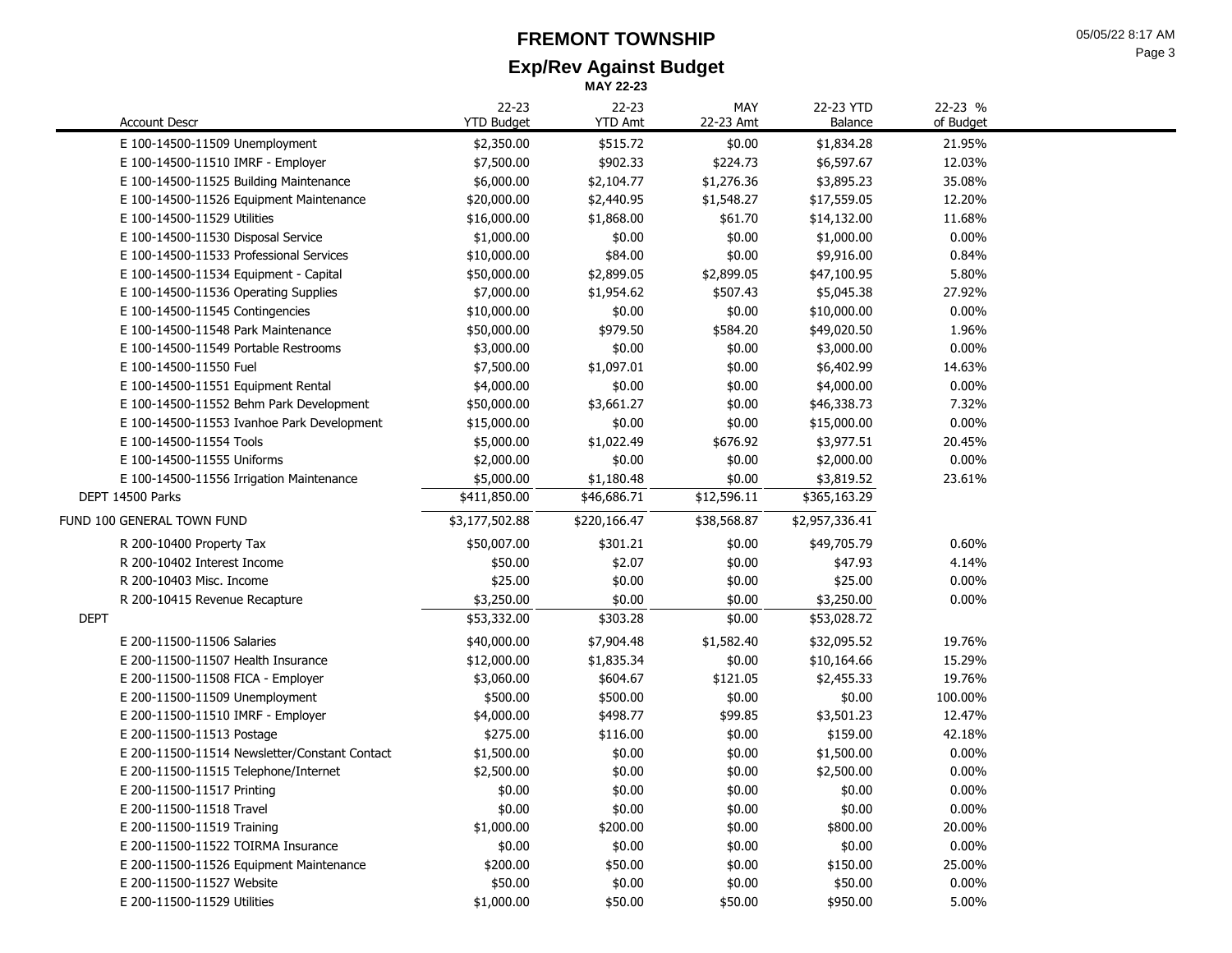# FREMONT TOWNSHIP

## Exp/Rev Against Budget

**MAY 22-23**

| Account Descr | 22-23 YTD Budget | 22-23 YTD Amt | MAY 22-23 Amt | 22-23 YTD Balance | 22-23 % of Budget |
|---|---|---|---|---|---|
| E 100-14500-11509 Unemployment | $2,350.00 | $515.72 | $0.00 | $1,834.28 | 21.95% |
| E 100-14500-11510 IMRF - Employer | $7,500.00 | $902.33 | $224.73 | $6,597.67 | 12.03% |
| E 100-14500-11525 Building Maintenance | $6,000.00 | $2,104.77 | $1,276.36 | $3,895.23 | 35.08% |
| E 100-14500-11526 Equipment Maintenance | $20,000.00 | $2,440.95 | $1,548.27 | $17,559.05 | 12.20% |
| E 100-14500-11529 Utilities | $16,000.00 | $1,868.00 | $61.70 | $14,132.00 | 11.68% |
| E 100-14500-11530 Disposal Service | $1,000.00 | $0.00 | $0.00 | $1,000.00 | 0.00% |
| E 100-14500-11533 Professional Services | $10,000.00 | $84.00 | $0.00 | $9,916.00 | 0.84% |
| E 100-14500-11534 Equipment - Capital | $50,000.00 | $2,899.05 | $2,899.05 | $47,100.95 | 5.80% |
| E 100-14500-11536 Operating Supplies | $7,000.00 | $1,954.62 | $507.43 | $5,045.38 | 27.92% |
| E 100-14500-11545 Contingencies | $10,000.00 | $0.00 | $0.00 | $10,000.00 | 0.00% |
| E 100-14500-11548 Park Maintenance | $50,000.00 | $979.50 | $584.20 | $49,020.50 | 1.96% |
| E 100-14500-11549 Portable Restrooms | $3,000.00 | $0.00 | $0.00 | $3,000.00 | 0.00% |
| E 100-14500-11550 Fuel | $7,500.00 | $1,097.01 | $0.00 | $6,402.99 | 14.63% |
| E 100-14500-11551 Equipment Rental | $4,000.00 | $0.00 | $0.00 | $4,000.00 | 0.00% |
| E 100-14500-11552 Behm Park Development | $50,000.00 | $3,661.27 | $0.00 | $46,338.73 | 7.32% |
| E 100-14500-11553 Ivanhoe Park Development | $15,000.00 | $0.00 | $0.00 | $15,000.00 | 0.00% |
| E 100-14500-11554 Tools | $5,000.00 | $1,022.49 | $676.92 | $3,977.51 | 20.45% |
| E 100-14500-11555 Uniforms | $2,000.00 | $0.00 | $0.00 | $2,000.00 | 0.00% |
| E 100-14500-11556 Irrigation Maintenance | $5,000.00 | $1,180.48 | $0.00 | $3,819.52 | 23.61% |
| DEPT 14500 Parks | $411,850.00 | $46,686.71 | $12,596.11 | $365,163.29 | |
| FUND 100 GENERAL TOWN FUND | $3,177,502.88 | $220,166.47 | $38,568.87 | $2,957,336.41 | |
| R 200-10400 Property Tax | $50,007.00 | $301.21 | $0.00 | $49,705.79 | 0.60% |
| R 200-10402 Interest Income | $50.00 | $2.07 | $0.00 | $47.93 | 4.14% |
| R 200-10403 Misc. Income | $25.00 | $0.00 | $0.00 | $25.00 | 0.00% |
| R 200-10415 Revenue Recapture | $3,250.00 | $0.00 | $0.00 | $3,250.00 | 0.00% |
| DEPT | $53,332.00 | $303.28 | $0.00 | $53,028.72 | |
| E 200-11500-11506 Salaries | $40,000.00 | $7,904.48 | $1,582.40 | $32,095.52 | 19.76% |
| E 200-11500-11507 Health Insurance | $12,000.00 | $1,835.34 | $0.00 | $10,164.66 | 15.29% |
| E 200-11500-11508 FICA - Employer | $3,060.00 | $604.67 | $121.05 | $2,455.33 | 19.76% |
| E 200-11500-11509 Unemployment | $500.00 | $500.00 | $0.00 | $0.00 | 100.00% |
| E 200-11500-11510 IMRF - Employer | $4,000.00 | $498.77 | $99.85 | $3,501.23 | 12.47% |
| E 200-11500-11513 Postage | $275.00 | $116.00 | $0.00 | $159.00 | 42.18% |
| E 200-11500-11514 Newsletter/Constant Contact | $1,500.00 | $0.00 | $0.00 | $1,500.00 | 0.00% |
| E 200-11500-11515 Telephone/Internet | $2,500.00 | $0.00 | $0.00 | $2,500.00 | 0.00% |
| E 200-11500-11517 Printing | $0.00 | $0.00 | $0.00 | $0.00 | 0.00% |
| E 200-11500-11518 Travel | $0.00 | $0.00 | $0.00 | $0.00 | 0.00% |
| E 200-11500-11519 Training | $1,000.00 | $200.00 | $0.00 | $800.00 | 20.00% |
| E 200-11500-11522 TOIRMA Insurance | $0.00 | $0.00 | $0.00 | $0.00 | 0.00% |
| E 200-11500-11526 Equipment Maintenance | $200.00 | $50.00 | $0.00 | $150.00 | 25.00% |
| E 200-11500-11527 Website | $50.00 | $0.00 | $0.00 | $50.00 | 0.00% |
| E 200-11500-11529 Utilities | $1,000.00 | $50.00 | $50.00 | $950.00 | 5.00% |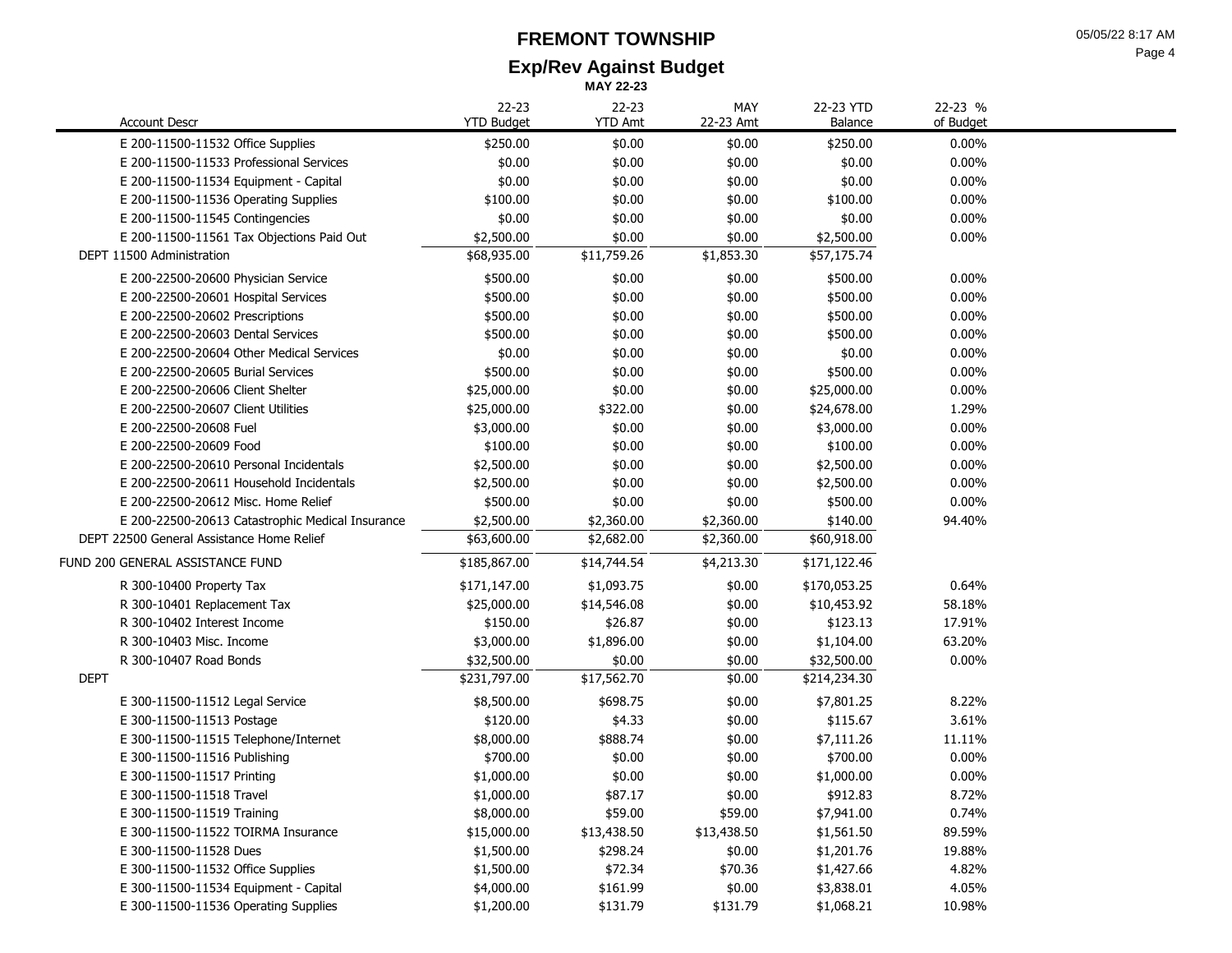# FREMONT TOWNSHIP

## Exp/Rev Against Budget

**MAY 22-23**

| Account Descr | 22-23 YTD Budget | 22-23 YTD Amt | MAY 22-23 Amt | 22-23 YTD Balance | 22-23 % of Budget |
|---|---|---|---|---|---|
| E 200-11500-11532 Office Supplies | $250.00 | $0.00 | $0.00 | $250.00 | 0.00% |
| E 200-11500-11533 Professional Services | $0.00 | $0.00 | $0.00 | $0.00 | 0.00% |
| E 200-11500-11534 Equipment - Capital | $0.00 | $0.00 | $0.00 | $0.00 | 0.00% |
| E 200-11500-11536 Operating Supplies | $100.00 | $0.00 | $0.00 | $100.00 | 0.00% |
| E 200-11500-11545 Contingencies | $0.00 | $0.00 | $0.00 | $0.00 | 0.00% |
| E 200-11500-11561 Tax Objections Paid Out | $2,500.00 | $0.00 | $0.00 | $2,500.00 | 0.00% |
| DEPT 11500 Administration | $68,935.00 | $11,759.26 | $1,853.30 | $57,175.74 | |
| E 200-22500-20600 Physician Service | $500.00 | $0.00 | $0.00 | $500.00 | 0.00% |
| E 200-22500-20601 Hospital Services | $500.00 | $0.00 | $0.00 | $500.00 | 0.00% |
| E 200-22500-20602 Prescriptions | $500.00 | $0.00 | $0.00 | $500.00 | 0.00% |
| E 200-22500-20603 Dental Services | $500.00 | $0.00 | $0.00 | $500.00 | 0.00% |
| E 200-22500-20604 Other Medical Services | $0.00 | $0.00 | $0.00 | $0.00 | 0.00% |
| E 200-22500-20605 Burial Services | $500.00 | $0.00 | $0.00 | $500.00 | 0.00% |
| E 200-22500-20606 Client Shelter | $25,000.00 | $0.00 | $0.00 | $25,000.00 | 0.00% |
| E 200-22500-20607 Client Utilities | $25,000.00 | $322.00 | $0.00 | $24,678.00 | 1.29% |
| E 200-22500-20608 Fuel | $3,000.00 | $0.00 | $0.00 | $3,000.00 | 0.00% |
| E 200-22500-20609 Food | $100.00 | $0.00 | $0.00 | $100.00 | 0.00% |
| E 200-22500-20610 Personal Incidentals | $2,500.00 | $0.00 | $0.00 | $2,500.00 | 0.00% |
| E 200-22500-20611 Household Incidentals | $2,500.00 | $0.00 | $0.00 | $2,500.00 | 0.00% |
| E 200-22500-20612 Misc. Home Relief | $500.00 | $0.00 | $0.00 | $500.00 | 0.00% |
| E 200-22500-20613 Catastrophic Medical Insurance | $2,500.00 | $2,360.00 | $2,360.00 | $140.00 | 94.40% |
| DEPT 22500 General Assistance Home Relief | $63,600.00 | $2,682.00 | $2,360.00 | $60,918.00 | |
| FUND 200 GENERAL ASSISTANCE FUND | $185,867.00 | $14,744.54 | $4,213.30 | $171,122.46 | |
| R 300-10400 Property Tax | $171,147.00 | $1,093.75 | $0.00 | $170,053.25 | 0.64% |
| R 300-10401 Replacement Tax | $25,000.00 | $14,546.08 | $0.00 | $10,453.92 | 58.18% |
| R 300-10402 Interest Income | $150.00 | $26.87 | $0.00 | $123.13 | 17.91% |
| R 300-10403 Misc. Income | $3,000.00 | $1,896.00 | $0.00 | $1,104.00 | 63.20% |
| R 300-10407 Road Bonds | $32,500.00 | $0.00 | $0.00 | $32,500.00 | 0.00% |
| DEPT | $231,797.00 | $17,562.70 | $0.00 | $214,234.30 | |
| E 300-11500-11512 Legal Service | $8,500.00 | $698.75 | $0.00 | $7,801.25 | 8.22% |
| E 300-11500-11513 Postage | $120.00 | $4.33 | $0.00 | $115.67 | 3.61% |
| E 300-11500-11515 Telephone/Internet | $8,000.00 | $888.74 | $0.00 | $7,111.26 | 11.11% |
| E 300-11500-11516 Publishing | $700.00 | $0.00 | $0.00 | $700.00 | 0.00% |
| E 300-11500-11517 Printing | $1,000.00 | $0.00 | $0.00 | $1,000.00 | 0.00% |
| E 300-11500-11518 Travel | $1,000.00 | $87.17 | $0.00 | $912.83 | 8.72% |
| E 300-11500-11519 Training | $8,000.00 | $59.00 | $59.00 | $7,941.00 | 0.74% |
| E 300-11500-11522 TOIRMA Insurance | $15,000.00 | $13,438.50 | $13,438.50 | $1,561.50 | 89.59% |
| E 300-11500-11528 Dues | $1,500.00 | $298.24 | $0.00 | $1,201.76 | 19.88% |
| E 300-11500-11532 Office Supplies | $1,500.00 | $72.34 | $70.36 | $1,427.66 | 4.82% |
| E 300-11500-11534 Equipment - Capital | $4,000.00 | $161.99 | $0.00 | $3,838.01 | 4.05% |
| E 300-11500-11536 Operating Supplies | $1,200.00 | $131.79 | $131.79 | $1,068.21 | 10.98% |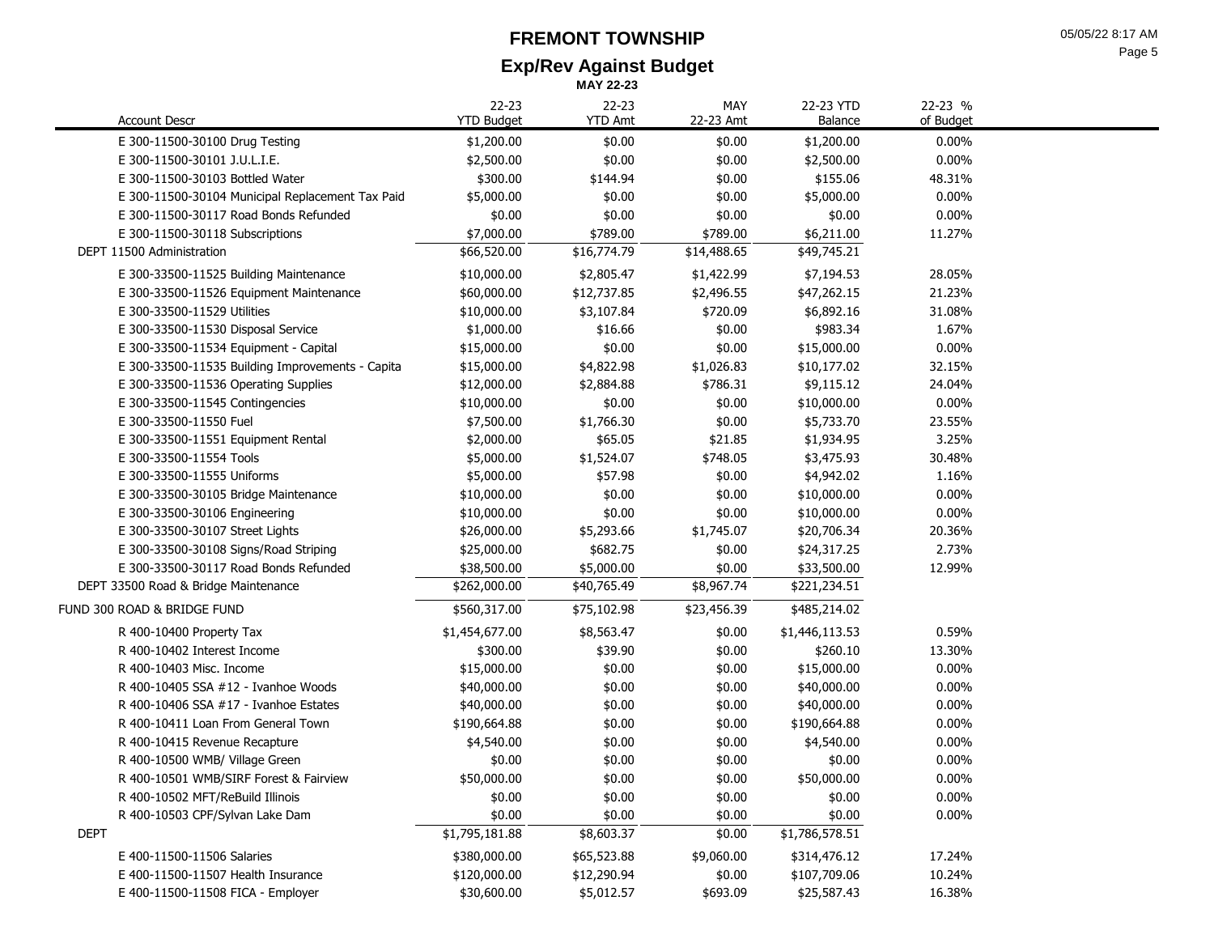# FREMONT TOWNSHIP

## Exp/Rev Against Budget

**MAY 22-23**

| Account Descr | 22-23 YTD Budget | 22-23 YTD Amt | MAY 22-23 Amt | 22-23 YTD Balance | 22-23 % of Budget |
|---|---|---|---|---|---|
| E 300-11500-30100 Drug Testing | $1,200.00 | $0.00 | $0.00 | $1,200.00 | 0.00% |
| E 300-11500-30101 J.U.L.I.E. | $2,500.00 | $0.00 | $0.00 | $2,500.00 | 0.00% |
| E 300-11500-30103 Bottled Water | $300.00 | $144.94 | $0.00 | $155.06 | 48.31% |
| E 300-11500-30104 Municipal Replacement Tax Paid | $5,000.00 | $0.00 | $0.00 | $5,000.00 | 0.00% |
| E 300-11500-30117 Road Bonds Refunded | $0.00 | $0.00 | $0.00 | $0.00 | 0.00% |
| E 300-11500-30118 Subscriptions | $7,000.00 | $789.00 | $789.00 | $6,211.00 | 11.27% |
| DEPT 11500 Administration | $66,520.00 | $16,774.79 | $14,488.65 | $49,745.21 | |
| E 300-33500-11525 Building Maintenance | $10,000.00 | $2,805.47 | $1,422.99 | $7,194.53 | 28.05% |
| E 300-33500-11526 Equipment Maintenance | $60,000.00 | $12,737.85 | $2,496.55 | $47,262.15 | 21.23% |
| E 300-33500-11529 Utilities | $10,000.00 | $3,107.84 | $720.09 | $6,892.16 | 31.08% |
| E 300-33500-11530 Disposal Service | $1,000.00 | $16.66 | $0.00 | $983.34 | 1.67% |
| E 300-33500-11534 Equipment - Capital | $15,000.00 | $0.00 | $0.00 | $15,000.00 | 0.00% |
| E 300-33500-11535 Building Improvements - Capita | $15,000.00 | $4,822.98 | $1,026.83 | $10,177.02 | 32.15% |
| E 300-33500-11536 Operating Supplies | $12,000.00 | $2,884.88 | $786.31 | $9,115.12 | 24.04% |
| E 300-33500-11545 Contingencies | $10,000.00 | $0.00 | $0.00 | $10,000.00 | 0.00% |
| E 300-33500-11550 Fuel | $7,500.00 | $1,766.30 | $0.00 | $5,733.70 | 23.55% |
| E 300-33500-11551 Equipment Rental | $2,000.00 | $65.05 | $21.85 | $1,934.95 | 3.25% |
| E 300-33500-11554 Tools | $5,000.00 | $1,524.07 | $748.05 | $3,475.93 | 30.48% |
| E 300-33500-11555 Uniforms | $5,000.00 | $57.98 | $0.00 | $4,942.02 | 1.16% |
| E 300-33500-30105 Bridge Maintenance | $10,000.00 | $0.00 | $0.00 | $10,000.00 | 0.00% |
| E 300-33500-30106 Engineering | $10,000.00 | $0.00 | $0.00 | $10,000.00 | 0.00% |
| E 300-33500-30107 Street Lights | $26,000.00 | $5,293.66 | $1,745.07 | $20,706.34 | 20.36% |
| E 300-33500-30108 Signs/Road Striping | $25,000.00 | $682.75 | $0.00 | $24,317.25 | 2.73% |
| E 300-33500-30117 Road Bonds Refunded | $38,500.00 | $5,000.00 | $0.00 | $33,500.00 | 12.99% |
| DEPT 33500 Road & Bridge Maintenance | $262,000.00 | $40,765.49 | $8,967.74 | $221,234.51 | |
| FUND 300 ROAD & BRIDGE FUND | $560,317.00 | $75,102.98 | $23,456.39 | $485,214.02 | |
| R 400-10400 Property Tax | $1,454,677.00 | $8,563.47 | $0.00 | $1,446,113.53 | 0.59% |
| R 400-10402 Interest Income | $300.00 | $39.90 | $0.00 | $260.10 | 13.30% |
| R 400-10403 Misc. Income | $15,000.00 | $0.00 | $0.00 | $15,000.00 | 0.00% |
| R 400-10405 SSA #12 - Ivanhoe Woods | $40,000.00 | $0.00 | $0.00 | $40,000.00 | 0.00% |
| R 400-10406 SSA #17 - Ivanhoe Estates | $40,000.00 | $0.00 | $0.00 | $40,000.00 | 0.00% |
| R 400-10411 Loan From General Town | $190,664.88 | $0.00 | $0.00 | $190,664.88 | 0.00% |
| R 400-10415 Revenue Recapture | $4,540.00 | $0.00 | $0.00 | $4,540.00 | 0.00% |
| R 400-10500 WMB/ Village Green | $0.00 | $0.00 | $0.00 | $0.00 | 0.00% |
| R 400-10501 WMB/SIRF Forest & Fairview | $50,000.00 | $0.00 | $0.00 | $50,000.00 | 0.00% |
| R 400-10502 MFT/ReBuild Illinois | $0.00 | $0.00 | $0.00 | $0.00 | 0.00% |
| R 400-10503 CPF/Sylvan Lake Dam | $0.00 | $0.00 | $0.00 | $0.00 | 0.00% |
| DEPT | $1,795,181.88 | $8,603.37 | $0.00 | $1,786,578.51 | |
| E 400-11500-11506 Salaries | $380,000.00 | $65,523.88 | $9,060.00 | $314,476.12 | 17.24% |
| E 400-11500-11507 Health Insurance | $120,000.00 | $12,290.94 | $0.00 | $107,709.06 | 10.24% |
| E 400-11500-11508 FICA - Employer | $30,600.00 | $5,012.57 | $693.09 | $25,587.43 | 16.38% |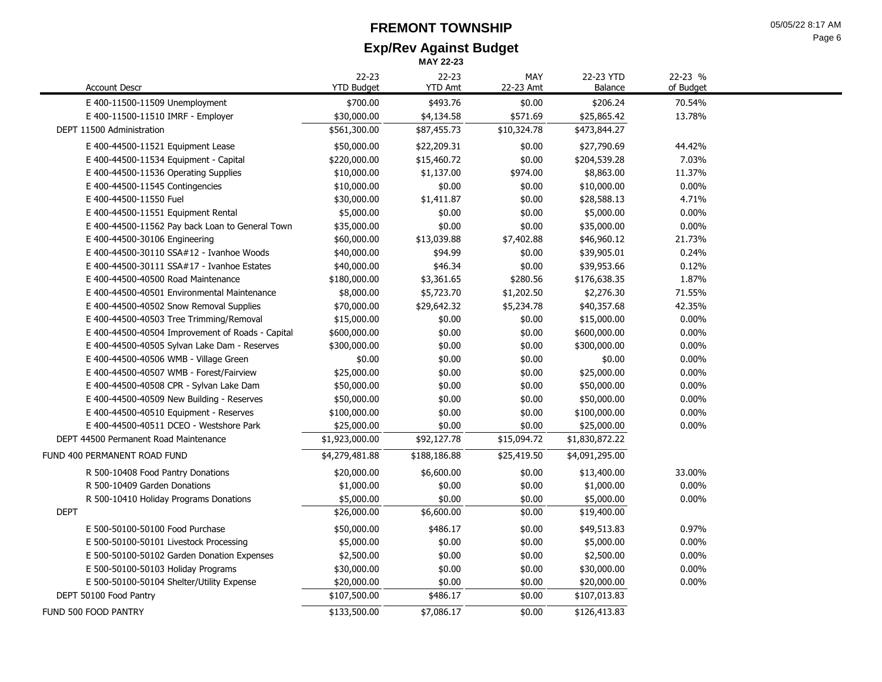# FREMONT TOWNSHIP

## Exp/Rev Against Budget

**MAY 22-23**

| Account Descr | 22-23 YTD Budget | 22-23 YTD Amt | MAY 22-23 Amt | 22-23 YTD Balance | 22-23 % of Budget |
|---|---|---|---|---|---|
| E 400-11500-11509 Unemployment | $700.00 | $493.76 | $0.00 | $206.24 | 70.54% |
| E 400-11500-11510 IMRF - Employer | $30,000.00 | $4,134.58 | $571.69 | $25,865.42 | 13.78% |
| DEPT 11500 Administration | $561,300.00 | $87,455.73 | $10,324.78 | $473,844.27 | |
| E 400-44500-11521 Equipment Lease | $50,000.00 | $22,209.31 | $0.00 | $27,790.69 | 44.42% |
| E 400-44500-11534 Equipment - Capital | $220,000.00 | $15,460.72 | $0.00 | $204,539.28 | 7.03% |
| E 400-44500-11536 Operating Supplies | $10,000.00 | $1,137.00 | $974.00 | $8,863.00 | 11.37% |
| E 400-44500-11545 Contingencies | $10,000.00 | $0.00 | $0.00 | $10,000.00 | 0.00% |
| E 400-44500-11550 Fuel | $30,000.00 | $1,411.87 | $0.00 | $28,588.13 | 4.71% |
| E 400-44500-11551 Equipment Rental | $5,000.00 | $0.00 | $0.00 | $5,000.00 | 0.00% |
| E 400-44500-11562 Pay back Loan to General Town | $35,000.00 | $0.00 | $0.00 | $35,000.00 | 0.00% |
| E 400-44500-30106 Engineering | $60,000.00 | $13,039.88 | $7,402.88 | $46,960.12 | 21.73% |
| E 400-44500-30110 SSA#12 - Ivanhoe Woods | $40,000.00 | $94.99 | $0.00 | $39,905.01 | 0.24% |
| E 400-44500-30111 SSA#17 - Ivanhoe Estates | $40,000.00 | $46.34 | $0.00 | $39,953.66 | 0.12% |
| E 400-44500-40500 Road Maintenance | $180,000.00 | $3,361.65 | $280.56 | $176,638.35 | 1.87% |
| E 400-44500-40501 Environmental Maintenance | $8,000.00 | $5,723.70 | $1,202.50 | $2,276.30 | 71.55% |
| E 400-44500-40502 Snow Removal Supplies | $70,000.00 | $29,642.32 | $5,234.78 | $40,357.68 | 42.35% |
| E 400-44500-40503 Tree Trimming/Removal | $15,000.00 | $0.00 | $0.00 | $15,000.00 | 0.00% |
| E 400-44500-40504 Improvement of Roads - Capital | $600,000.00 | $0.00 | $0.00 | $600,000.00 | 0.00% |
| E 400-44500-40505 Sylvan Lake Dam - Reserves | $300,000.00 | $0.00 | $0.00 | $300,000.00 | 0.00% |
| E 400-44500-40506 WMB - Village Green | $0.00 | $0.00 | $0.00 | $0.00 | 0.00% |
| E 400-44500-40507 WMB - Forest/Fairview | $25,000.00 | $0.00 | $0.00 | $25,000.00 | 0.00% |
| E 400-44500-40508 CPR - Sylvan Lake Dam | $50,000.00 | $0.00 | $0.00 | $50,000.00 | 0.00% |
| E 400-44500-40509 New Building - Reserves | $50,000.00 | $0.00 | $0.00 | $50,000.00 | 0.00% |
| E 400-44500-40510 Equipment - Reserves | $100,000.00 | $0.00 | $0.00 | $100,000.00 | 0.00% |
| E 400-44500-40511 DCEO - Westshore Park | $25,000.00 | $0.00 | $0.00 | $25,000.00 | 0.00% |
| DEPT 44500 Permanent Road Maintenance | $1,923,000.00 | $92,127.78 | $15,094.72 | $1,830,872.22 | |
| FUND 400 PERMANENT ROAD FUND | $4,279,481.88 | $188,186.88 | $25,419.50 | $4,091,295.00 | |
| R 500-10408 Food Pantry Donations | $20,000.00 | $6,600.00 | $0.00 | $13,400.00 | 33.00% |
| R 500-10409 Garden Donations | $1,000.00 | $0.00 | $0.00 | $1,000.00 | 0.00% |
| R 500-10410 Holiday Programs Donations | $5,000.00 | $0.00 | $0.00 | $5,000.00 | 0.00% |
| DEPT | $26,000.00 | $6,600.00 | $0.00 | $19,400.00 | |
| E 500-50100-50100 Food Purchase | $50,000.00 | $486.17 | $0.00 | $49,513.83 | 0.97% |
| E 500-50100-50101 Livestock Processing | $5,000.00 | $0.00 | $0.00 | $5,000.00 | 0.00% |
| E 500-50100-50102 Garden Donation Expenses | $2,500.00 | $0.00 | $0.00 | $2,500.00 | 0.00% |
| E 500-50100-50103 Holiday Programs | $30,000.00 | $0.00 | $0.00 | $30,000.00 | 0.00% |
| E 500-50100-50104 Shelter/Utility Expense | $20,000.00 | $0.00 | $0.00 | $20,000.00 | 0.00% |
| DEPT 50100 Food Pantry | $107,500.00 | $486.17 | $0.00 | $107,013.83 | |
| FUND 500 FOOD PANTRY | $133,500.00 | $7,086.17 | $0.00 | $126,413.83 | |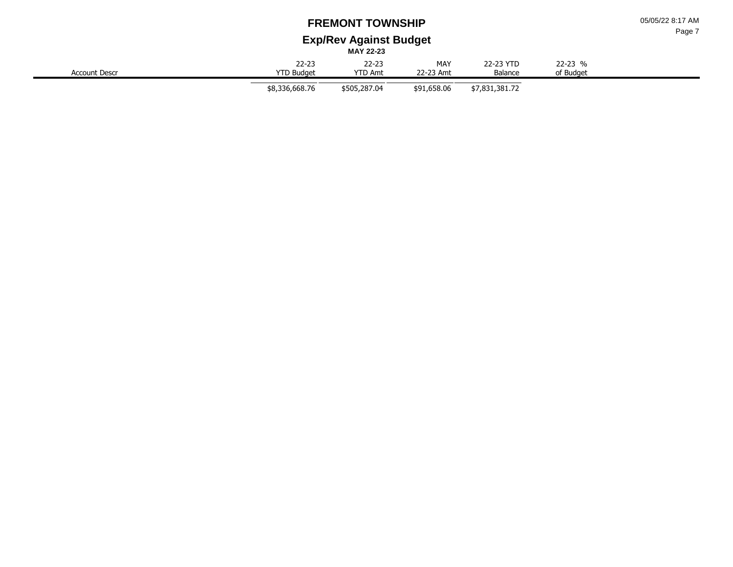# FREMONT TOWNSHIP

## Exp/Rev Against Budget

**MAY 22-23**

| Account Descr | 22-23 YTD Budget | 22-23 YTD Amt | MAY 22-23 Amt | 22-23 YTD Balance | 22-23 % of Budget |
|---|---|---|---|---|---|
| | $8,336,668.76 | $505,287.04 | $91,658.06 | $7,831,381.72 | |